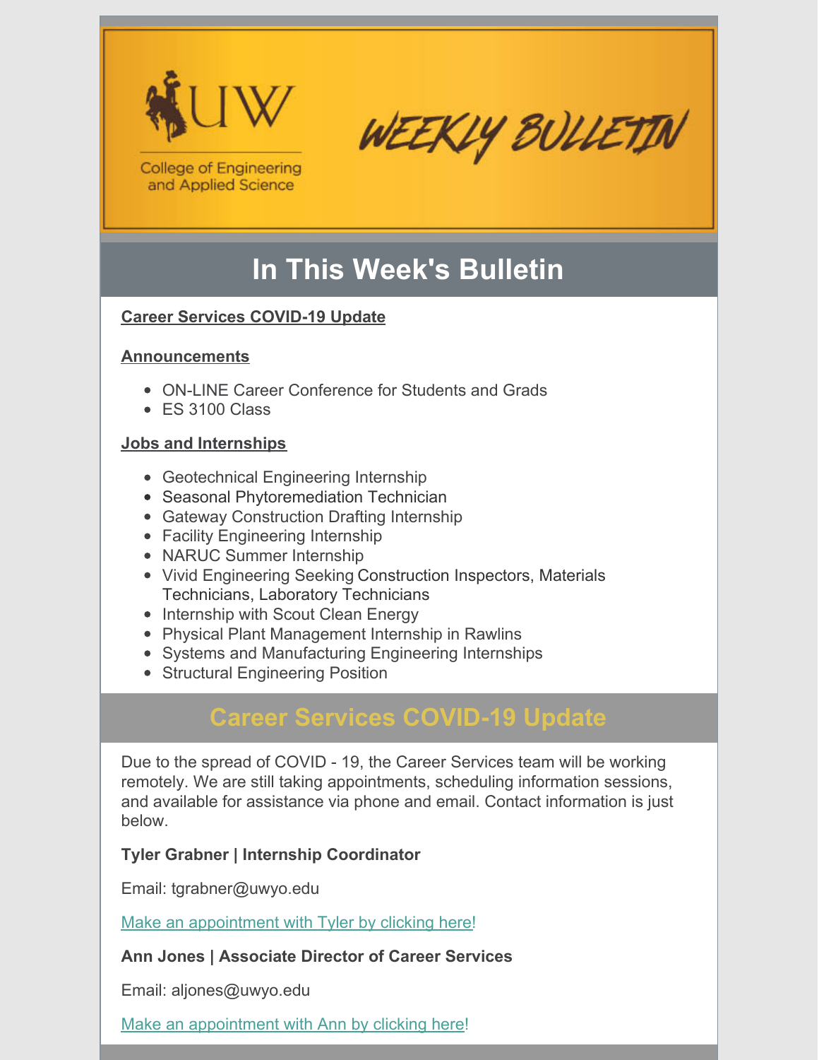UW College of Engineering and Applied Science

# WEEKLY BULLETIN

## In This Week's Bulletin

**Career Services COVID-19 Update**

**Announcements**

- ON-LINE Career Conference for Students and Grads
- ES 3100 Class

**Jobs and Internships**

- Geotechnical Engineering Internship
- Seasonal Phytoremediation Technician
- Gateway Construction Drafting Internship
- Facility Engineering Internship
- NARUC Summer Internship
- Vivid Engineering Seeking Construction Inspectors, Materials Technicians, Laboratory Technicians
- Internship with Scout Clean Energy
- Physical Plant Management Internship in Rawlins
- Systems and Manufacturing Engineering Internships
- Structural Engineering Position

## Career Services COVID-19 Update

Due to the spread of COVID - 19, the Career Services team will be working remotely. We are still taking appointments, scheduling information sessions, and available for assistance via phone and email. Contact information is just below.

**Tyler Grabner | Internship Coordinator**

Email: tgrabner@uwyo.edu

Make an appointment with Tyler by clicking here!

**Ann Jones | Associate Director of Career Services**

Email: aljones@uwyo.edu

Make an appointment with Ann by clicking here!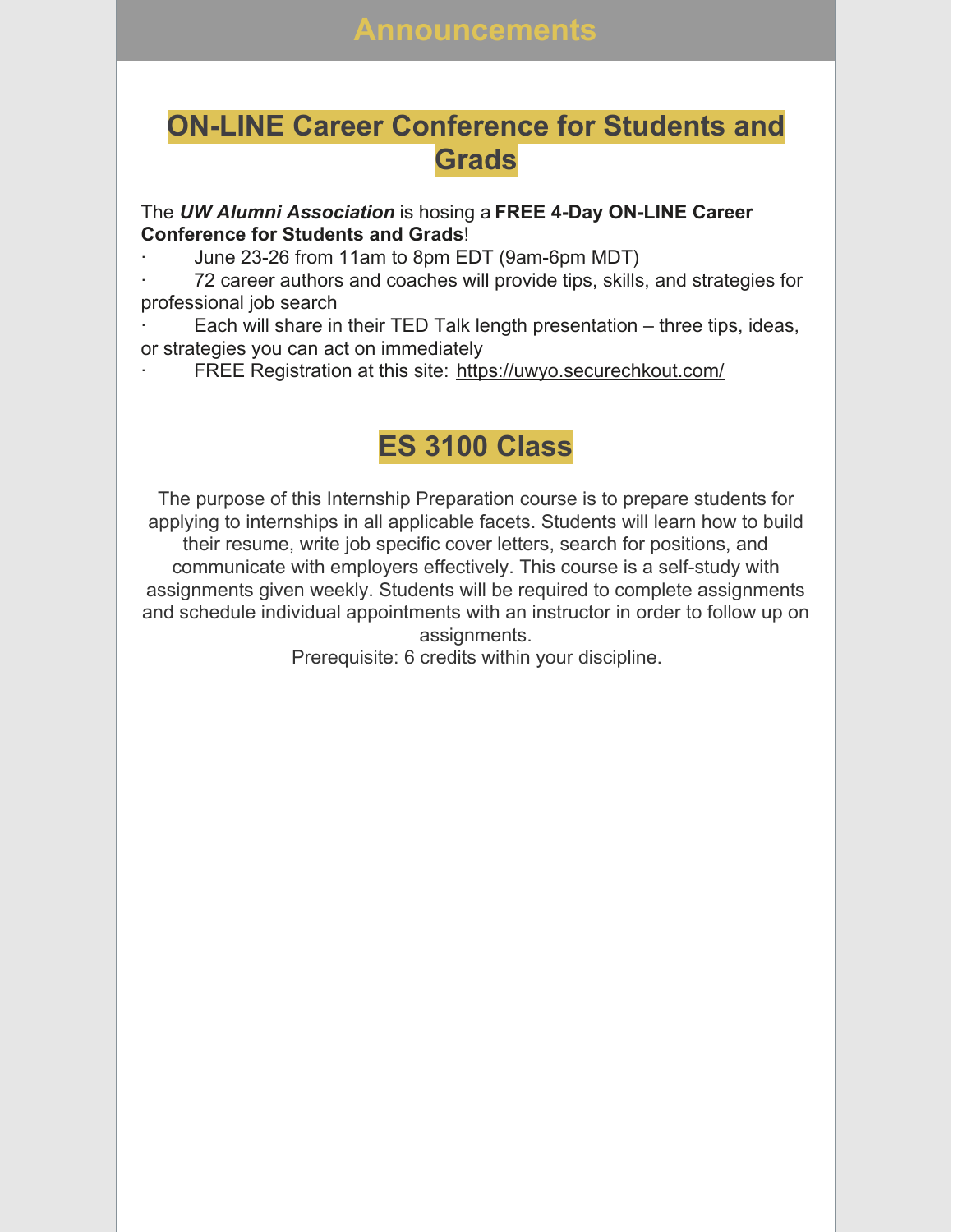# Announcements

## ON-LINE Career Conference for Students and Grads

The ***UW Alumni Association*** is hosing a **FREE 4-Day ON-LINE Career Conference for Students and Grads**!

- June 23-26 from 11am to 8pm EDT (9am-6pm MDT)
- 72 career authors and coaches will provide tips, skills, and strategies for professional job search
- Each will share in their TED Talk length presentation – three tips, ideas, or strategies you can act on immediately
- FREE Registration at this site: https://uwyo.securechkout.com/

---

## ES 3100 Class

The purpose of this Internship Preparation course is to prepare students for applying to internships in all applicable facets. Students will learn how to build their resume, write job specific cover letters, search for positions, and communicate with employers effectively. This course is a self-study with assignments given weekly. Students will be required to complete assignments and schedule individual appointments with an instructor in order to follow up on assignments.

Prerequisite: 6 credits within your discipline.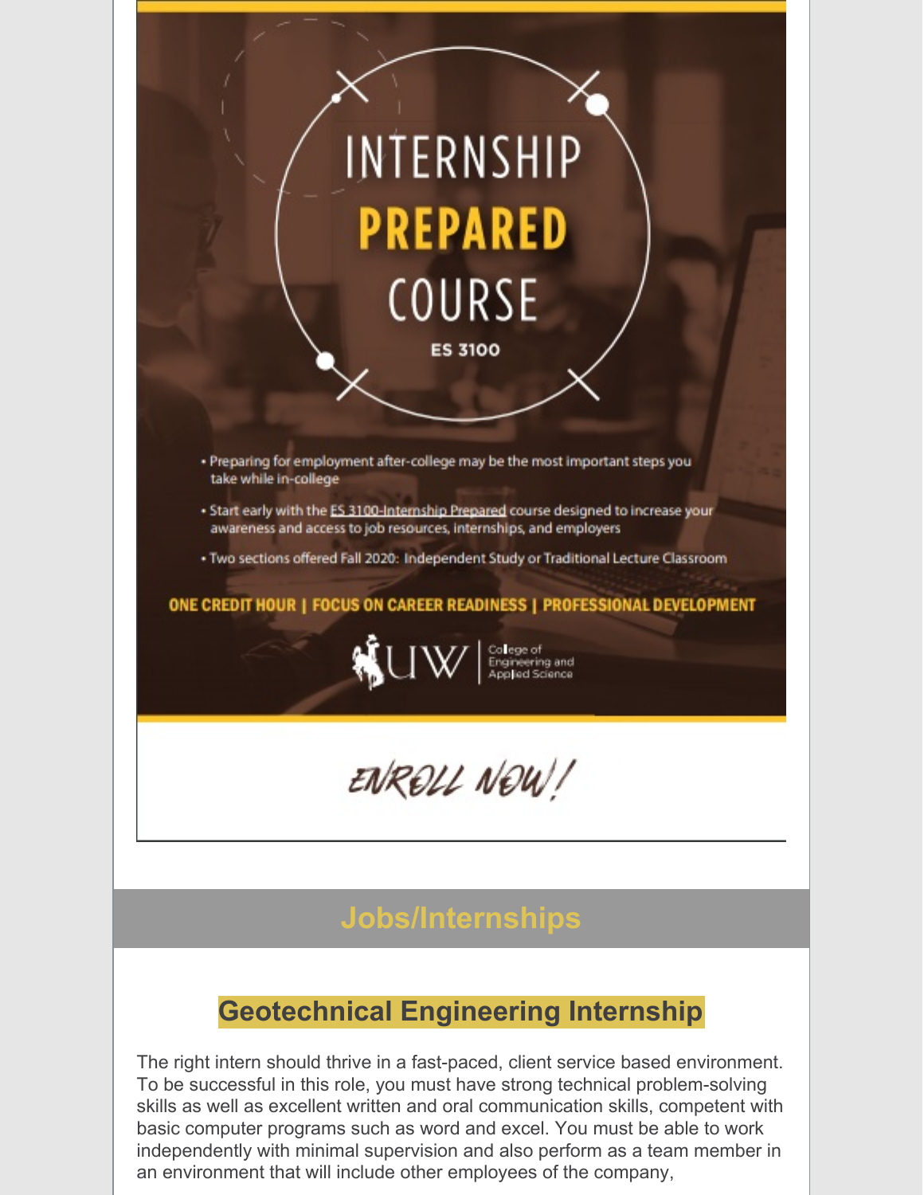# INTERNSHIP PREPARED COURSE

**ES 3100**

- Preparing for employment after-college may be the most important steps you take while in-college
- Start early with the ES 3100-Internship Prepared course designed to increase your awareness and access to job resources, internships, and employers
- Two sections offered Fall 2020: Independent Study or Traditional Lecture Classroom

**ONE CREDIT HOUR | FOCUS ON CARIER READINESS | PROFESSIONAL DEVELOPMENT**

UW | College of Engineering and Applied Science

ENROLL NOW!

## Jobs/Internships

### Geotechnical Engineering Internship

The right intern should thrive in a fast-paced, client service based environment. To be successful in this role, you must have strong technical problem-solving skills as well as excellent written and oral communication skills, competent with basic computer programs such as word and excel. You must be able to work independently with minimal supervision and also perform as a team member in an environment that will include other employees of the company,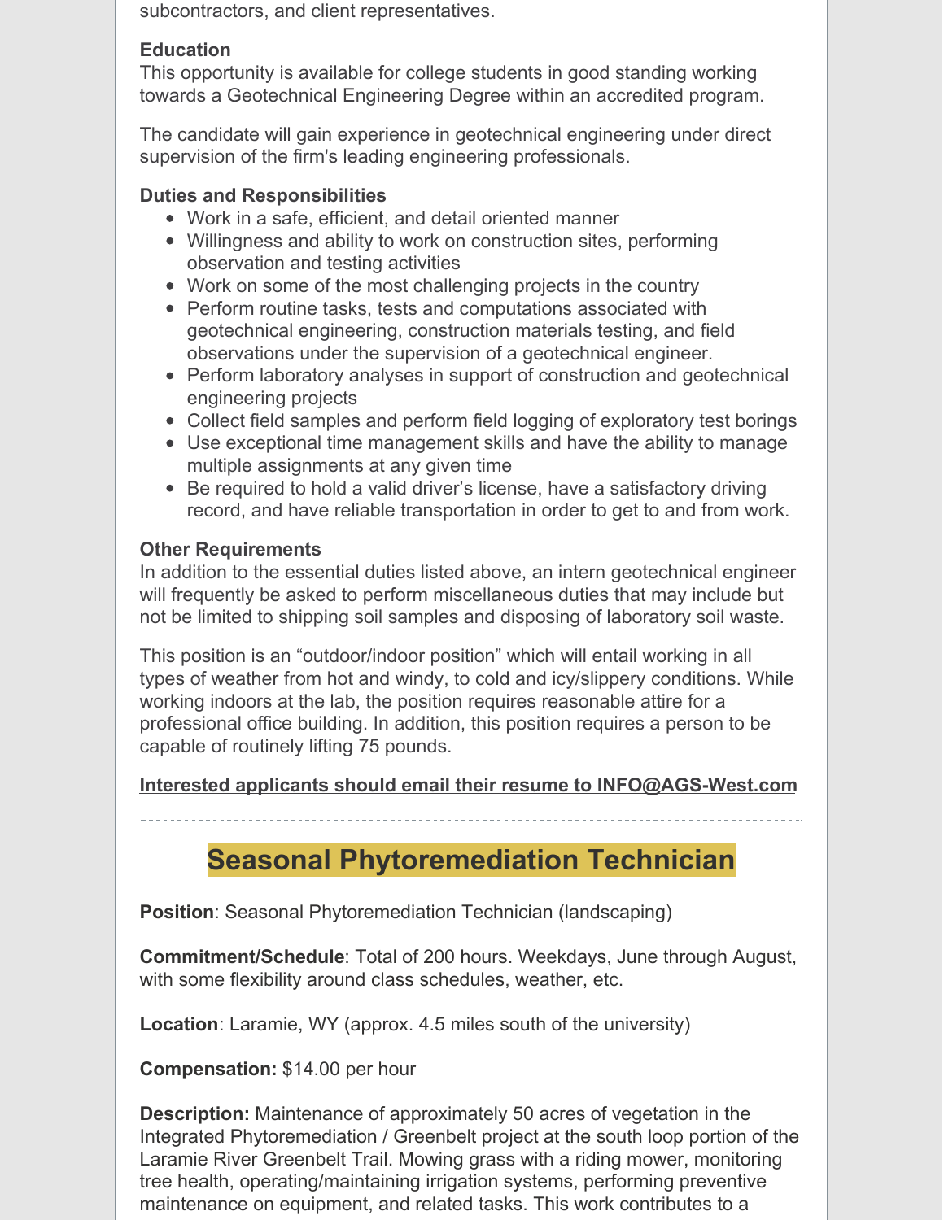subcontractors, and client representatives.

**Education**
This opportunity is available for college students in good standing working towards a Geotechnical Engineering Degree within an accredited program.

The candidate will gain experience in geotechnical engineering under direct supervision of the firm's leading engineering professionals.

**Duties and Responsibilities**

- Work in a safe, efficient, and detail oriented manner
- Willingness and ability to work on construction sites, performing observation and testing activities
- Work on some of the most challenging projects in the country
- Perform routine tasks, tests and computations associated with geotechnical engineering, construction materials testing, and field observations under the supervision of a geotechnical engineer.
- Perform laboratory analyses in support of construction and geotechnical engineering projects
- Collect field samples and perform field logging of exploratory test borings
- Use exceptional time management skills and have the ability to manage multiple assignments at any given time
- Be required to hold a valid driver's license, have a satisfactory driving record, and have reliable transportation in order to get to and from work.

**Other Requirements**
In addition to the essential duties listed above, an intern geotechnical engineer will frequently be asked to perform miscellaneous duties that may include but not be limited to shipping soil samples and disposing of laboratory soil waste.

This position is an "outdoor/indoor position" which will entail working in all types of weather from hot and windy, to cold and icy/slippery conditions. While working indoors at the lab, the position requires reasonable attire for a professional office building. In addition, this position requires a person to be capable of routinely lifting 75 pounds.

**Interested applicants should email their resume to INFO@AGS-West.com**

---

## Seasonal Phytoremediation Technician

**Position**: Seasonal Phytoremediation Technician (landscaping)

**Commitment/Schedule**: Total of 200 hours. Weekdays, June through August, with some flexibility around class schedules, weather, etc.

**Location**: Laramie, WY (approx. 4.5 miles south of the university)

**Compensation:** $14.00 per hour

**Description:** Maintenance of approximately 50 acres of vegetation in the Integrated Phytoremediation / Greenbelt project at the south loop portion of the Laramie River Greenbelt Trail. Mowing grass with a riding mower, monitoring tree health, operating/maintaining irrigation systems, performing preventive maintenance on equipment, and related tasks. This work contributes to a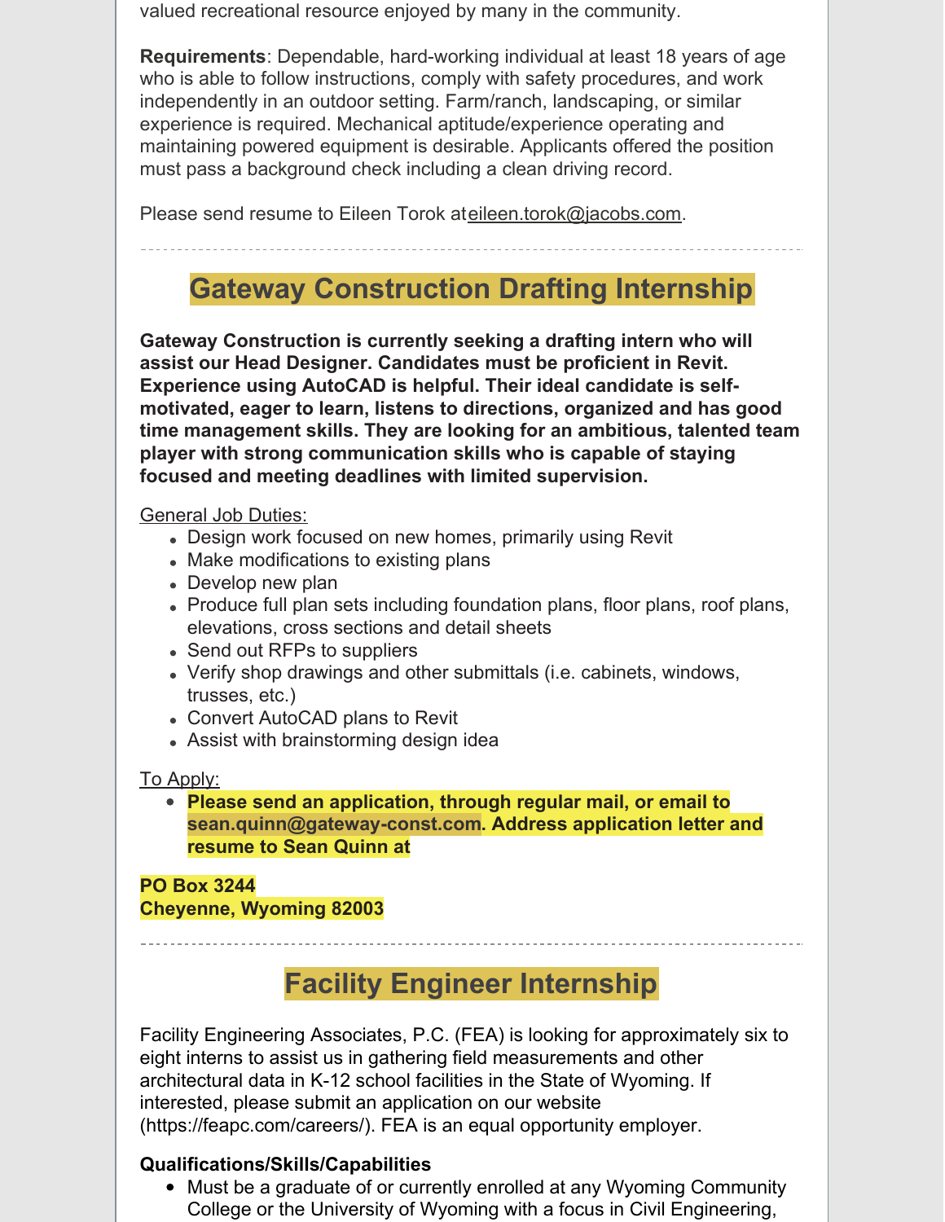valued recreational resource enjoyed by many in the community.

**Requirements**: Dependable, hard-working individual at least 18 years of age who is able to follow instructions, comply with safety procedures, and work independently in an outdoor setting. Farm/ranch, landscaping, or similar experience is required. Mechanical aptitude/experience operating and maintaining powered equipment is desirable. Applicants offered the position must pass a background check including a clean driving record.

Please send resume to Eileen Torok ateileen.torok@jacobs.com.

---

## Gateway Construction Drafting Internship

**Gateway Construction is currently seeking a drafting intern who will assist our Head Designer. Candidates must be proficient in Revit. Experience using AutoCAD is helpful. Their ideal candidate is self-motivated, eager to learn, listens to directions, organized and has good time management skills. They are looking for an ambitious, talented team player with strong communication skills who is capable of staying focused and meeting deadlines with limited supervision.**

General Job Duties:

- Design work focused on new homes, primarily using Revit
- Make modifications to existing plans
- Develop new plan
- Produce full plan sets including foundation plans, floor plans, roof plans, elevations, cross sections and detail sheets
- Send out RFPs to suppliers
- Verify shop drawings and other submittals (i.e. cabinets, windows, trusses, etc.)
- Convert AutoCAD plans to Revit
- Assist with brainstorming design idea

To Apply:

- **Please send an application, through regular mail, or email to sean.quinn@gateway-const.com. Address application letter and resume to Sean Quinn at**

**PO Box 3244**
**Cheyenne, Wyoming 82003**

---

## Facility Engineer Internship

Facility Engineering Associates, P.C. (FEA) is looking for approximately six to eight interns to assist us in gathering field measurements and other architectural data in K-12 school facilities in the State of Wyoming. If interested, please submit an application on our website (https://feapc.com/careers/). FEA is an equal opportunity employer.

**Qualifications/Skills/Capabilities**

- Must be a graduate of or currently enrolled at any Wyoming Community College or the University of Wyoming with a focus in Civil Engineering,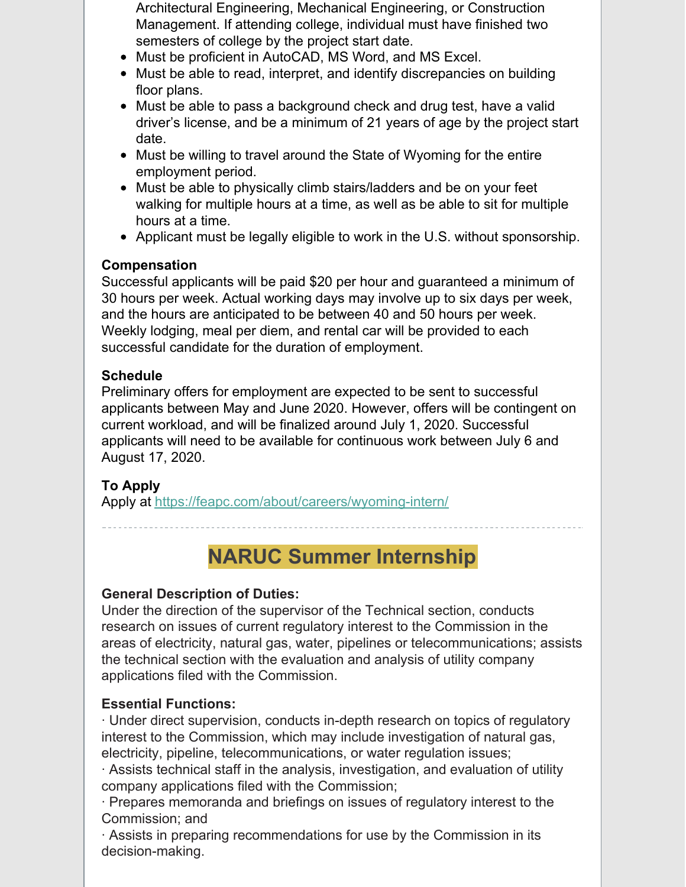Architectural Engineering, Mechanical Engineering, or Construction Management. If attending college, individual must have finished two semesters of college by the project start date.

- Must be proficient in AutoCAD, MS Word, and MS Excel.
- Must be able to read, interpret, and identify discrepancies on building floor plans.
- Must be able to pass a background check and drug test, have a valid driver's license, and be a minimum of 21 years of age by the project start date.
- Must be willing to travel around the State of Wyoming for the entire employment period.
- Must be able to physically climb stairs/ladders and be on your feet walking for multiple hours at a time, as well as be able to sit for multiple hours at a time.
- Applicant must be legally eligible to work in the U.S. without sponsorship.

**Compensation**

Successful applicants will be paid $20 per hour and guaranteed a minimum of 30 hours per week. Actual working days may involve up to six days per week, and the hours are anticipated to be between 40 and 50 hours per week. Weekly lodging, meal per diem, and rental car will be provided to each successful candidate for the duration of employment.

**Schedule**

Preliminary offers for employment are expected to be sent to successful applicants between May and June 2020. However, offers will be contingent on current workload, and will be finalized around July 1, 2020. Successful applicants will need to be available for continuous work between July 6 and August 17, 2020.

**To Apply**

Apply at https://feapc.com/about/careers/wyoming-intern/

---

## NARUC Summer Internship

**General Description of Duties:**

Under the direction of the supervisor of the Technical section, conducts research on issues of current regulatory interest to the Commission in the areas of electricity, natural gas, water, pipelines or telecommunications; assists the technical section with the evaluation and analysis of utility company applications filed with the Commission.

**Essential Functions:**

· Under direct supervision, conducts in-depth research on topics of regulatory interest to the Commission, which may include investigation of natural gas, electricity, pipeline, telecommunications, or water regulation issues;

· Assists technical staff in the analysis, investigation, and evaluation of utility company applications filed with the Commission;

· Prepares memoranda and briefings on issues of regulatory interest to the Commission; and

· Assists in preparing recommendations for use by the Commission in its decision-making.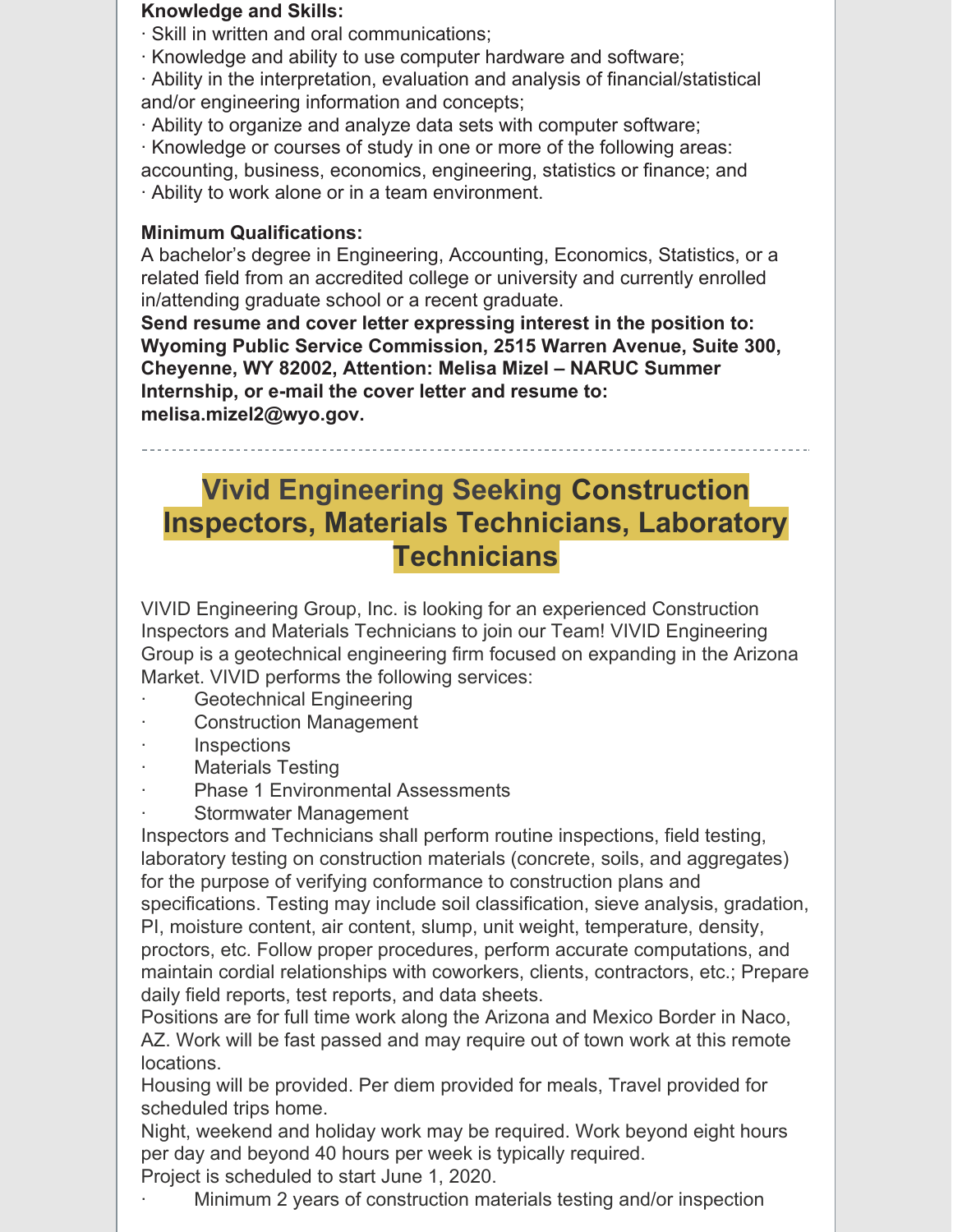**Knowledge and Skills:**

· Skill in written and oral communications;
· Knowledge and ability to use computer hardware and software;
· Ability in the interpretation, evaluation and analysis of financial/statistical and/or engineering information and concepts;
· Ability to organize and analyze data sets with computer software;
· Knowledge or courses of study in one or more of the following areas: accounting, business, economics, engineering, statistics or finance; and
· Ability to work alone or in a team environment.

**Minimum Qualifications:**

A bachelor's degree in Engineering, Accounting, Economics, Statistics, or a related field from an accredited college or university and currently enrolled in/attending graduate school or a recent graduate.

**Send resume and cover letter expressing interest in the position to: Wyoming Public Service Commission, 2515 Warren Avenue, Suite 300, Cheyenne, WY 82002, Attention: Melisa Mizel – NARUC Summer Internship, or e-mail the cover letter and resume to: melisa.mizel2@wyo.gov.**

---

## Vivid Engineering Seeking Construction Inspectors, Materials Technicians, Laboratory Technicians

VIVID Engineering Group, Inc. is looking for an experienced Construction Inspectors and Materials Technicians to join our Team! VIVID Engineering Group is a geotechnical engineering firm focused on expanding in the Arizona Market. VIVID performs the following services:

- Geotechnical Engineering
- Construction Management
- Inspections
- Materials Testing
- Phase 1 Environmental Assessments
- Stormwater Management

Inspectors and Technicians shall perform routine inspections, field testing, laboratory testing on construction materials (concrete, soils, and aggregates) for the purpose of verifying conformance to construction plans and specifications. Testing may include soil classification, sieve analysis, gradation, PI, moisture content, air content, slump, unit weight, temperature, density, proctors, etc. Follow proper procedures, perform accurate computations, and maintain cordial relationships with coworkers, clients, contractors, etc.; Prepare daily field reports, test reports, and data sheets.

Positions are for full time work along the Arizona and Mexico Border in Naco, AZ. Work will be fast passed and may require out of town work at this remote locations.

Housing will be provided. Per diem provided for meals, Travel provided for scheduled trips home.

Night, weekend and holiday work may be required. Work beyond eight hours per day and beyond 40 hours per week is typically required.

Project is scheduled to start June 1, 2020.

- Minimum 2 years of construction materials testing and/or inspection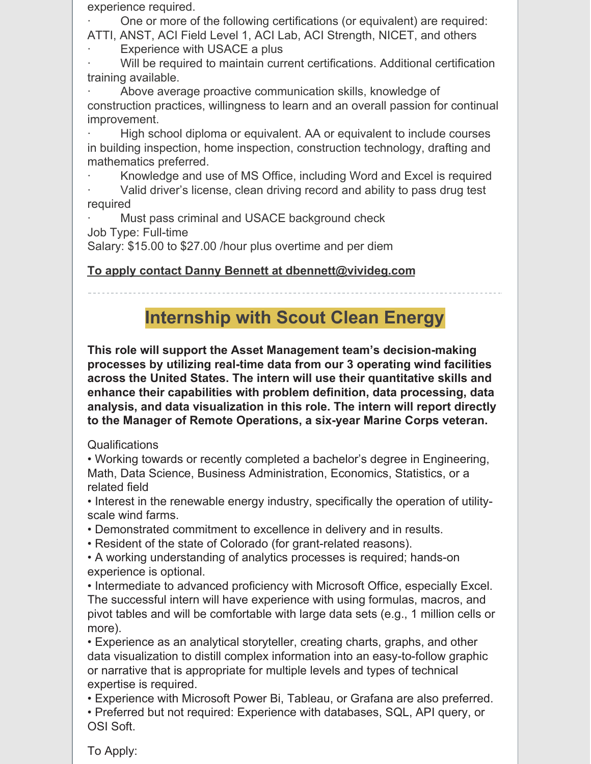experience required.

- One or more of the following certifications (or equivalent) are required: ATTI, ANST, ACI Field Level 1, ACI Lab, ACI Strength, NICET, and others
- Experience with USACE a plus
- Will be required to maintain current certifications. Additional certification training available.
- Above average proactive communication skills, knowledge of construction practices, willingness to learn and an overall passion for continual improvement.
- High school diploma or equivalent. AA or equivalent to include courses in building inspection, home inspection, construction technology, drafting and mathematics preferred.
- Knowledge and use of MS Office, including Word and Excel is required
- Valid driver's license, clean driving record and ability to pass drug test required
- Must pass criminal and USACE background check

Job Type: Full-time

Salary: $15.00 to $27.00 /hour plus overtime and per diem

**To apply contact Danny Bennett at dbennett@vivideg.com**

---

## Internship with Scout Clean Energy

**This role will support the Asset Management team's decision-making processes by utilizing real-time data from our 3 operating wind facilities across the United States. The intern will use their quantitative skills and enhance their capabilities with problem definition, data processing, data analysis, and data visualization in this role. The intern will report directly to the Manager of Remote Operations, a six-year Marine Corps veteran.**

Qualifications

- Working towards or recently completed a bachelor's degree in Engineering, Math, Data Science, Business Administration, Economics, Statistics, or a related field
- Interest in the renewable energy industry, specifically the operation of utility-scale wind farms.
- Demonstrated commitment to excellence in delivery and in results.
- Resident of the state of Colorado (for grant-related reasons).
- A working understanding of analytics processes is required; hands-on experience is optional.
- Intermediate to advanced proficiency with Microsoft Office, especially Excel. The successful intern will have experience with using formulas, macros, and pivot tables and will be comfortable with large data sets (e.g., 1 million cells or more).
- Experience as an analytical storyteller, creating charts, graphs, and other data visualization to distill complex information into an easy-to-follow graphic or narrative that is appropriate for multiple levels and types of technical expertise is required.
- Experience with Microsoft Power Bi, Tableau, or Grafana are also preferred.
- Preferred but not required: Experience with databases, SQL, API query, or OSI Soft.

To Apply: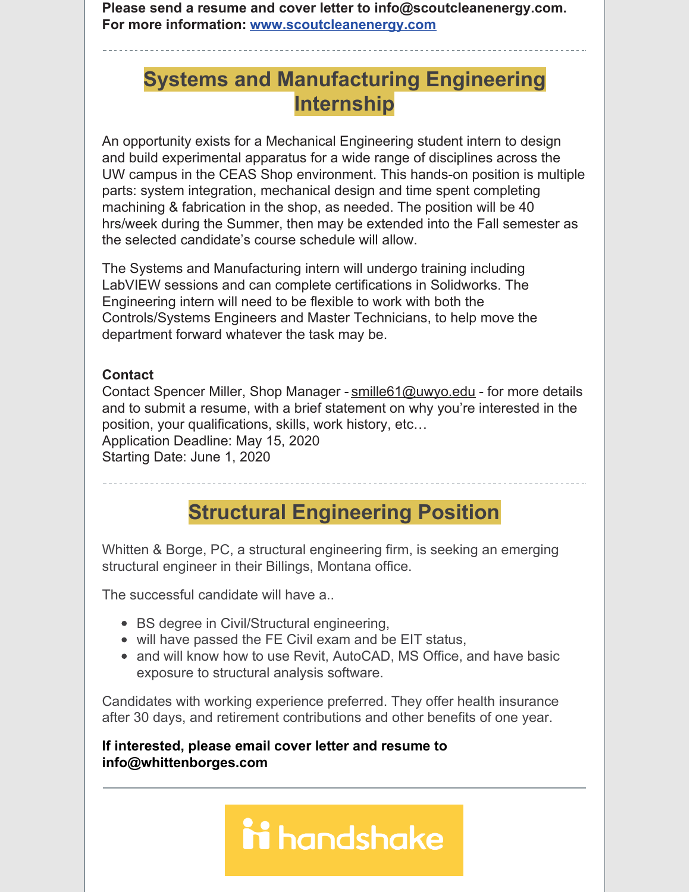**Please send a resume and cover letter to info@scoutcleanenergy.com.**
**For more information: [www.scoutcleanenergy.com](www.scoutcleanenergy.com)**

---

## Systems and Manufacturing Engineering Internship

An opportunity exists for a Mechanical Engineering student intern to design and build experimental apparatus for a wide range of disciplines across the UW campus in the CEAS Shop environment. This hands-on position is multiple parts: system integration, mechanical design and time spent completing machining & fabrication in the shop, as needed. The position will be 40 hrs/week during the Summer, then may be extended into the Fall semester as the selected candidate's course schedule will allow.

The Systems and Manufacturing intern will undergo training including LabVIEW sessions and can complete certifications in Solidworks. The Engineering intern will need to be flexible to work with both the Controls/Systems Engineers and Master Technicians, to help move the department forward whatever the task may be.

**Contact**
Contact Spencer Miller, Shop Manager - smille61@uwyo.edu - for more details and to submit a resume, with a brief statement on why you're interested in the position, your qualifications, skills, work history, etc…
Application Deadline: May 15, 2020
Starting Date: June 1, 2020

---

## Structural Engineering Position

Whitten & Borge, PC, a structural engineering firm, is seeking an emerging structural engineer in their Billings, Montana office.

The successful candidate will have a..

- BS degree in Civil/Structural engineering,
- will have passed the FE Civil exam and be EIT status,
- and will know how to use Revit, AutoCAD, MS Office, and have basic exposure to structural analysis software.

Candidates with working experience preferred. They offer health insurance after 30 days, and retirement contributions and other benefits of one year.

**If interested, please email cover letter and resume to info@whittenborges.com**

---

handshake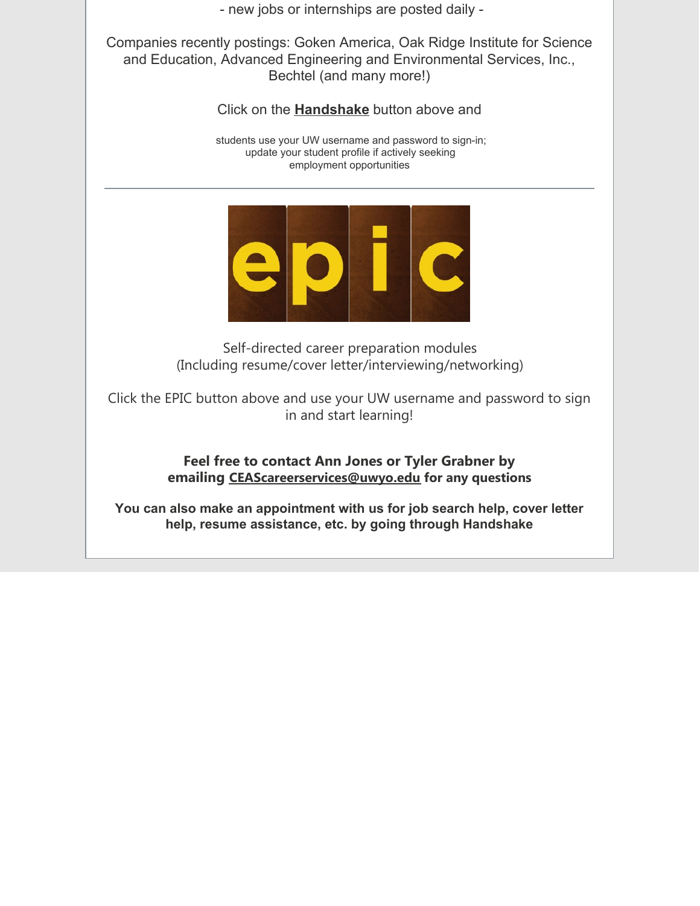- new jobs or internships are posted daily -

Companies recently postings: Goken America, Oak Ridge Institute for Science and Education, Advanced Engineering and Environmental Services, Inc., Bechtel (and many more!)

Click on the **Handshake** button above and

students use your UW username and password to sign-in; update your student profile if actively seeking employment opportunities

---

epic

Self-directed career preparation modules
(Including resume/cover letter/interviewing/networking)

Click the EPIC button above and use your UW username and password to sign in and start learning!

**Feel free to contact Ann Jones or Tyler Grabner by emailing CEAScareerservices@uwyo.edu for any questions**

**You can also make an appointment with us for job search help, cover letter help, resume assistance, etc. by going through Handshake**